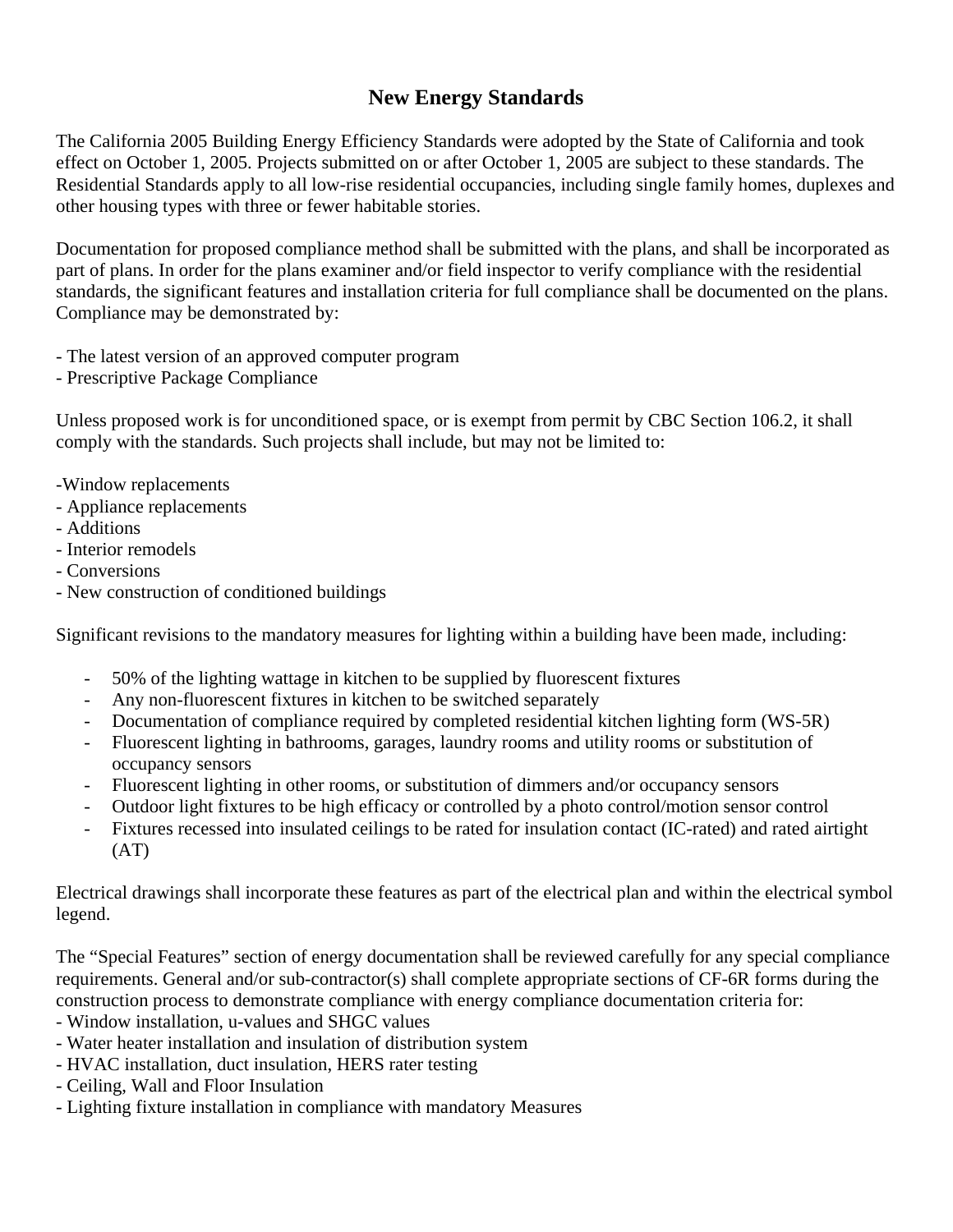# New Energy Standards

The California 2005 Building Energy Efficiency Standards were adopted by the State of California and took effect on October 1, 2005. Projects submitted on or after October 1, 2005 are subject to these standards. The Residential Standards apply to all low-rise residential occupancies, including single family homes, duplexes and other housing types with three or fewer habitable stories.

Documentation for proposed compliance method shall be submitted with the plans, and shall be incorporated as part of plans. In order for the plans examiner and/or field inspector to verify compliance with the residential standards, the significant features and installation criteria for full compliance shall be documented on the plans. Compliance may be demonstrated by:

- The latest version of an approved computer program
- Prescriptive Package Compliance

Unless proposed work is for unconditioned space, or is exempt from permit by CBC Section 106.2, it shall comply with the standards. Such projects shall include, but may not be limited to:

- Window replacements
- Appliance replacements
- Additions
- Interior remodels
- Conversions
- New construction of conditioned buildings

Significant revisions to the mandatory measures for lighting within a building have been made, including:

- 50% of the lighting wattage in kitchen to be supplied by fluorescent fixtures
- Any non-fluorescent fixtures in kitchen to be switched separately
- Documentation of compliance required by completed residential kitchen lighting form (WS-5R)
- Fluorescent lighting in bathrooms, garages, laundry rooms and utility rooms or substitution of occupancy sensors
- Fluorescent lighting in other rooms, or substitution of dimmers and/or occupancy sensors
- Outdoor light fixtures to be high efficacy or controlled by a photo control/motion sensor control
- Fixtures recessed into insulated ceilings to be rated for insulation contact (IC-rated) and rated airtight (AT)

Electrical drawings shall incorporate these features as part of the electrical plan and within the electrical symbol legend.

The "Special Features" section of energy documentation shall be reviewed carefully for any special compliance requirements. General and/or sub-contractor(s) shall complete appropriate sections of CF-6R forms during the construction process to demonstrate compliance with energy compliance documentation criteria for:

- Window installation, u-values and SHGC values
- Water heater installation and insulation of distribution system
- HVAC installation, duct insulation, HERS rater testing
- Ceiling, Wall and Floor Insulation
- Lighting fixture installation in compliance with mandatory Measures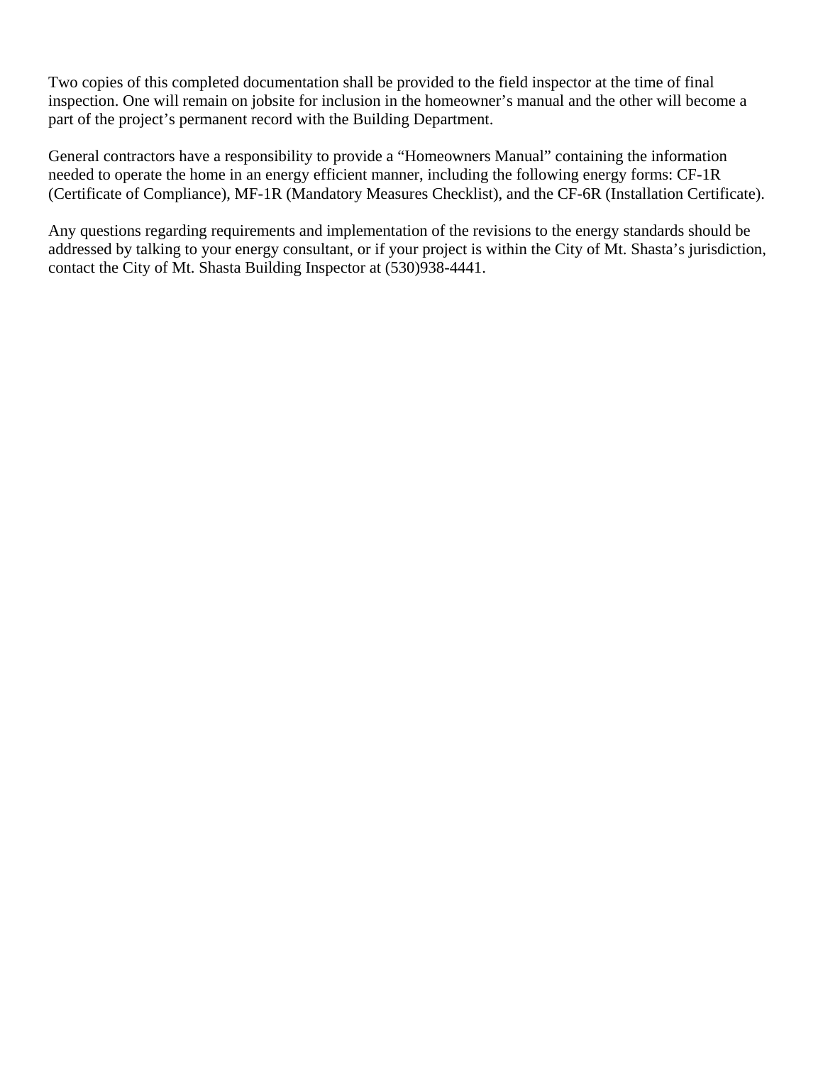Two copies of this completed documentation shall be provided to the field inspector at the time of final inspection. One will remain on jobsite for inclusion in the homeowner's manual and the other will become a part of the project's permanent record with the Building Department.

General contractors have a responsibility to provide a "Homeowners Manual" containing the information needed to operate the home in an energy efficient manner, including the following energy forms: CF-1R (Certificate of Compliance), MF-1R (Mandatory Measures Checklist), and the CF-6R (Installation Certificate).

Any questions regarding requirements and implementation of the revisions to the energy standards should be addressed by talking to your energy consultant, or if your project is within the City of Mt. Shasta's jurisdiction, contact the City of Mt. Shasta Building Inspector at (530)938-4441.